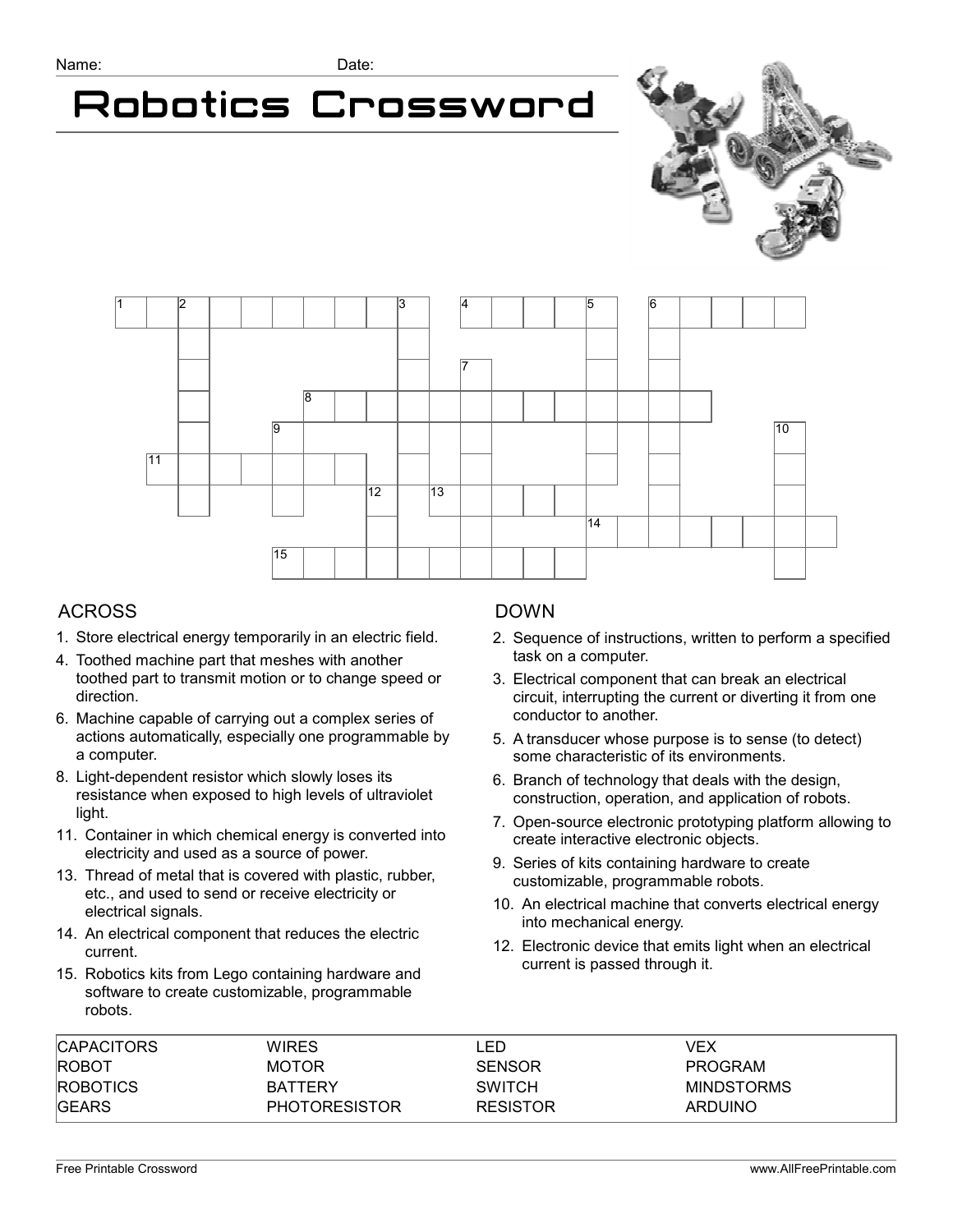Name: Date:

# Robotics Crossword

## ACROSS

1. Store electrical energy temporarily in an electric field.
4. Toothed machine part that meshes with another toothed part to transmit motion or to change speed or direction.
6. Machine capable of carrying out a complex series of actions automatically, especially one programmable by a computer.
8. Light-dependent resistor which slowly loses its resistance when exposed to high levels of ultraviolet light.
11. Container in which chemical energy is converted into electricity and used as a source of power.
13. Thread of metal that is covered with plastic, rubber, etc., and used to send or receive electricity or electrical signals.
14. An electrical component that reduces the electric current.
15. Robotics kits from Lego containing hardware and software to create customizable, programmable robots.

## DOWN

2. Sequence of instructions, written to perform a specified task on a computer.
3. Electrical component that can break an electrical circuit, interrupting the current or diverting it from one conductor to another.
5. A transducer whose purpose is to sense (to detect) some characteristic of its environments.
6. Branch of technology that deals with the design, construction, operation, and application of robots.
7. Open-source electronic prototyping platform allowing to create interactive electronic objects.
9. Series of kits containing hardware to create customizable, programmable robots.
10. An electrical machine that converts electrical energy into mechanical energy.
12. Electronic device that emits light when an electrical current is passed through it.

| | | | |
|---|---|---|---|
| CAPACITORS | WIRES | LED | VEX |
| ROBOT | MOTOR | SENSOR | PROGRAM |
| ROBOTICS | BATTERY | SWITCH | MINDSTORMS |
| GEARS | PHOTORESISTOR | RESISTOR | ARDUINO |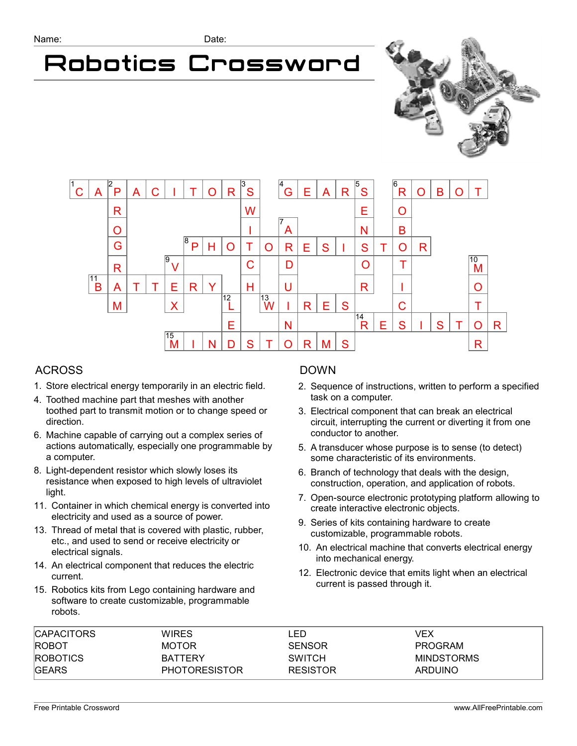Name: Date:

# Robotics Crossword

ACROSS

1. Store electrical energy temporarily in an electric field.
4. Toothed machine part that meshes with another toothed part to transmit motion or to change speed or direction.
6. Machine capable of carrying out a complex series of actions automatically, especially one programmable by a computer.
8. Light-dependent resistor which slowly loses its resistance when exposed to high levels of ultraviolet light.
11. Container in which chemical energy is converted into electricity and used as a source of power.
13. Thread of metal that is covered with plastic, rubber, etc., and used to send or receive electricity or electrical signals.
14. An electrical component that reduces the electric current.
15. Robotics kits from Lego containing hardware and software to create customizable, programmable robots.

DOWN

2. Sequence of instructions, written to perform a specified task on a computer.
3. Electrical component that can break an electrical circuit, interrupting the current or diverting it from one conductor to another.
5. A transducer whose purpose is to sense (to detect) some characteristic of its environments.
6. Branch of technology that deals with the design, construction, operation, and application of robots.
7. Open-source electronic prototyping platform allowing to create interactive electronic objects.
9. Series of kits containing hardware to create customizable, programmable robots.
10. An electrical machine that converts electrical energy into mechanical energy.
12. Electronic device that emits light when an electrical current is passed through it.

| | | | |
|---|---|---|---|
| CAPACITORS | WIRES | LED | VEX |
| ROBOT | MOTOR | SENSOR | PROGRAM |
| ROBOTICS | BATTERY | SWITCH | MINDSTORMS |
| GEARS | PHOTORESISTOR | RESISTOR | ARDUINO |

Free Printable Crossword www.AllFreePrintable.com